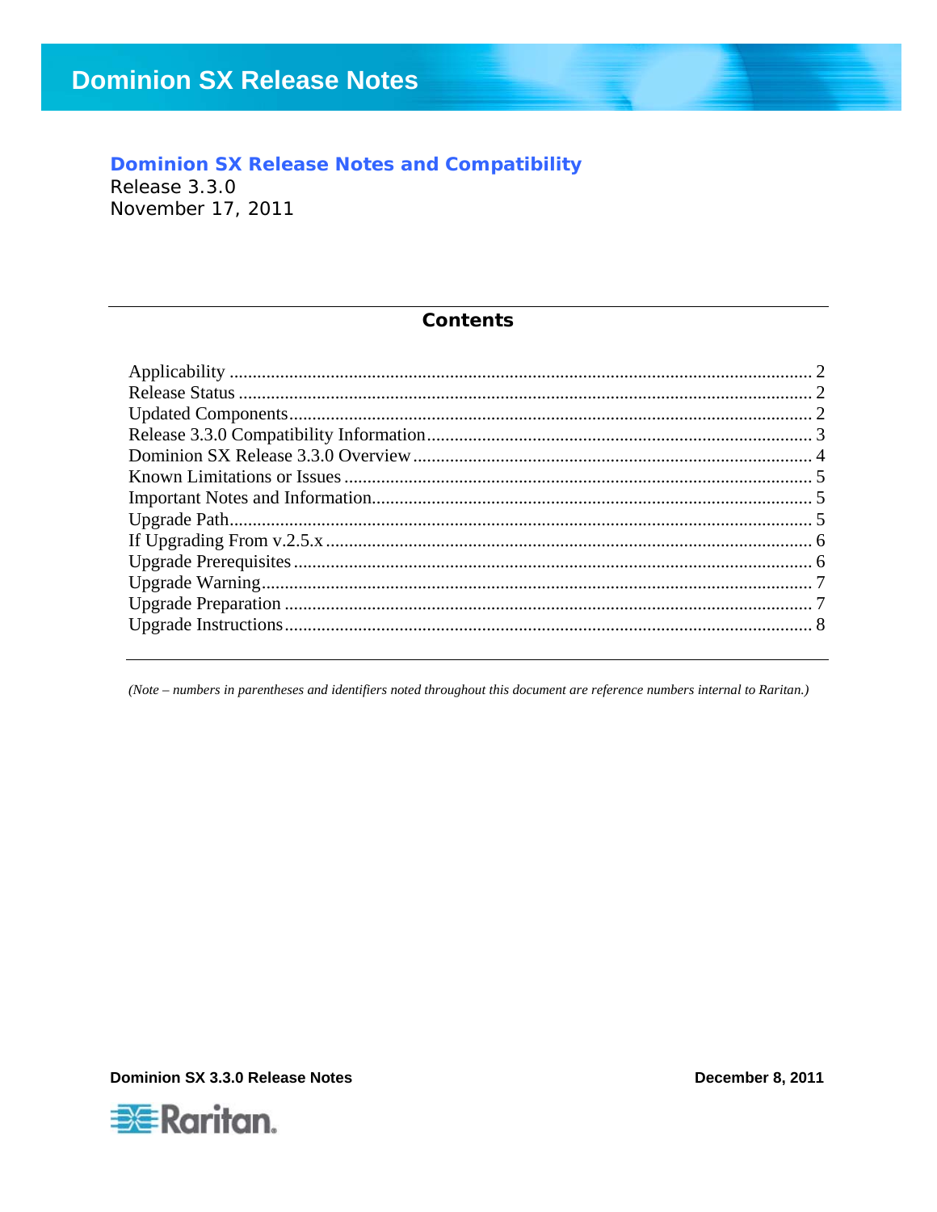# Dominion SX Release Notes

## Dominion SX Release Notes and Compatibility

Release 3.3.0
November 17, 2011

### Contents

Applicability ........................................................................................................................ 2
Release Status ...................................................................................................................... 2
Updated Components........................................................................................................... 2
Release 3.3.0 Compatibility Information.............................................................................. 3
Dominion SX Release 3.3.0 Overview ................................................................................. 4
Known Limitations or Issues ................................................................................................ 5
Important Notes and Information.......................................................................................... 5
Upgrade Path........................................................................................................................ 5
If Upgrading From v.2.5.x ................................................................................................... 6
Upgrade Prerequisites .......................................................................................................... 6
Upgrade Warning.................................................................................................................. 7
Upgrade Preparation ............................................................................................................ 7
Upgrade Instructions............................................................................................................. 8

*(Note – numbers in parentheses and identifiers noted throughout this document are reference numbers internal to Raritan.)*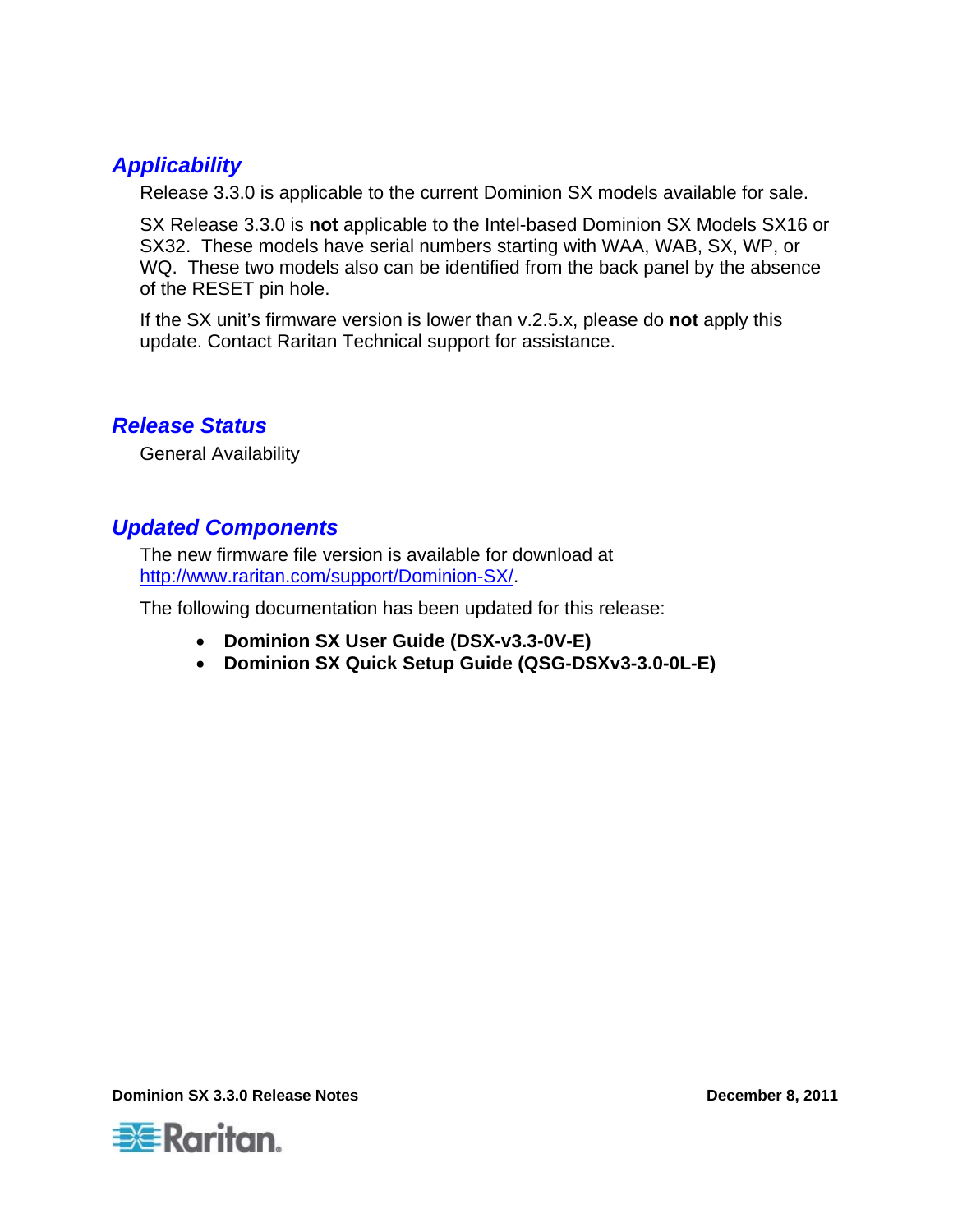## *Applicability*

Release 3.3.0 is applicable to the current Dominion SX models available for sale.

SX Release 3.3.0 is **not** applicable to the Intel-based Dominion SX Models SX16 or SX32. These models have serial numbers starting with WAA, WAB, SX, WP, or WQ. These two models also can be identified from the back panel by the absence of the RESET pin hole.

If the SX unit's firmware version is lower than v.2.5.x, please do **not** apply this update. Contact Raritan Technical support for assistance.

## *Release Status*

General Availability

## *Updated Components*

The new firmware file version is available for download at [http://www.raritan.com/support/Dominion-SX/](http://www.raritan.com/support/Dominion-SX/).

The following documentation has been updated for this release:

- **Dominion SX User Guide (DSX-v3.3-0V-E)**
- **Dominion SX Quick Setup Guide (QSG-DSXv3-3.0-0L-E)**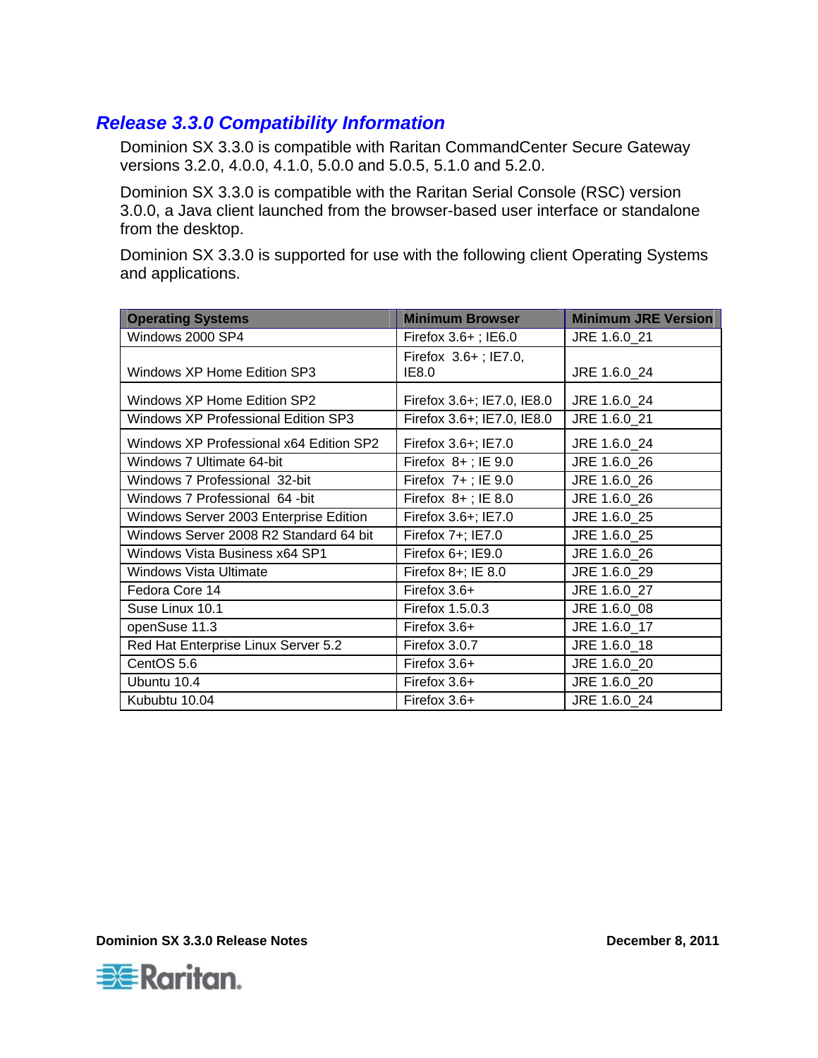## Release 3.3.0 Compatibility Information

Dominion SX 3.3.0 is compatible with Raritan CommandCenter Secure Gateway versions 3.2.0, 4.0.0, 4.1.0, 5.0.0 and 5.0.5, 5.1.0 and 5.2.0.

Dominion SX 3.3.0 is compatible with the Raritan Serial Console (RSC) version 3.0.0, a Java client launched from the browser-based user interface or standalone from the desktop.

Dominion SX 3.3.0 is supported for use with the following client Operating Systems and applications.

| Operating Systems | Minimum Browser | Minimum JRE Version |
|---|---|---|
| Windows 2000 SP4 | Firefox 3.6+ ; IE6.0 | JRE 1.6.0_21 |
| Windows XP Home Edition SP3 | Firefox 3.6+ ; IE7.0, IE8.0 | JRE 1.6.0_24 |
| Windows XP Home Edition SP2 | Firefox 3.6+; IE7.0, IE8.0 | JRE 1.6.0_24 |
| Windows XP Professional Edition SP3 | Firefox 3.6+; IE7.0, IE8.0 | JRE 1.6.0_21 |
| Windows XP Professional x64 Edition SP2 | Firefox 3.6+; IE7.0 | JRE 1.6.0_24 |
| Windows 7 Ultimate 64-bit | Firefox 8+ ; IE 9.0 | JRE 1.6.0_26 |
| Windows 7 Professional 32-bit | Firefox 7+ ; IE 9.0 | JRE 1.6.0_26 |
| Windows 7 Professional 64 -bit | Firefox 8+ ; IE 8.0 | JRE 1.6.0_26 |
| Windows Server 2003 Enterprise Edition | Firefox 3.6+; IE7.0 | JRE 1.6.0_25 |
| Windows Server 2008 R2 Standard 64 bit | Firefox 7+; IE7.0 | JRE 1.6.0_25 |
| Windows Vista Business x64 SP1 | Firefox 6+; IE9.0 | JRE 1.6.0_26 |
| Windows Vista Ultimate | Firefox 8+; IE 8.0 | JRE 1.6.0_29 |
| Fedora Core 14 | Firefox 3.6+ | JRE 1.6.0_27 |
| Suse Linux 10.1 | Firefox 1.5.0.3 | JRE 1.6.0_08 |
| openSuse 11.3 | Firefox 3.6+ | JRE 1.6.0_17 |
| Red Hat Enterprise Linux Server 5.2 | Firefox 3.0.7 | JRE 1.6.0_18 |
| CentOS 5.6 | Firefox 3.6+ | JRE 1.6.0_20 |
| Ubuntu 10.4 | Firefox 3.6+ | JRE 1.6.0_20 |
| Kububtu 10.04 | Firefox 3.6+ | JRE 1.6.0_24 |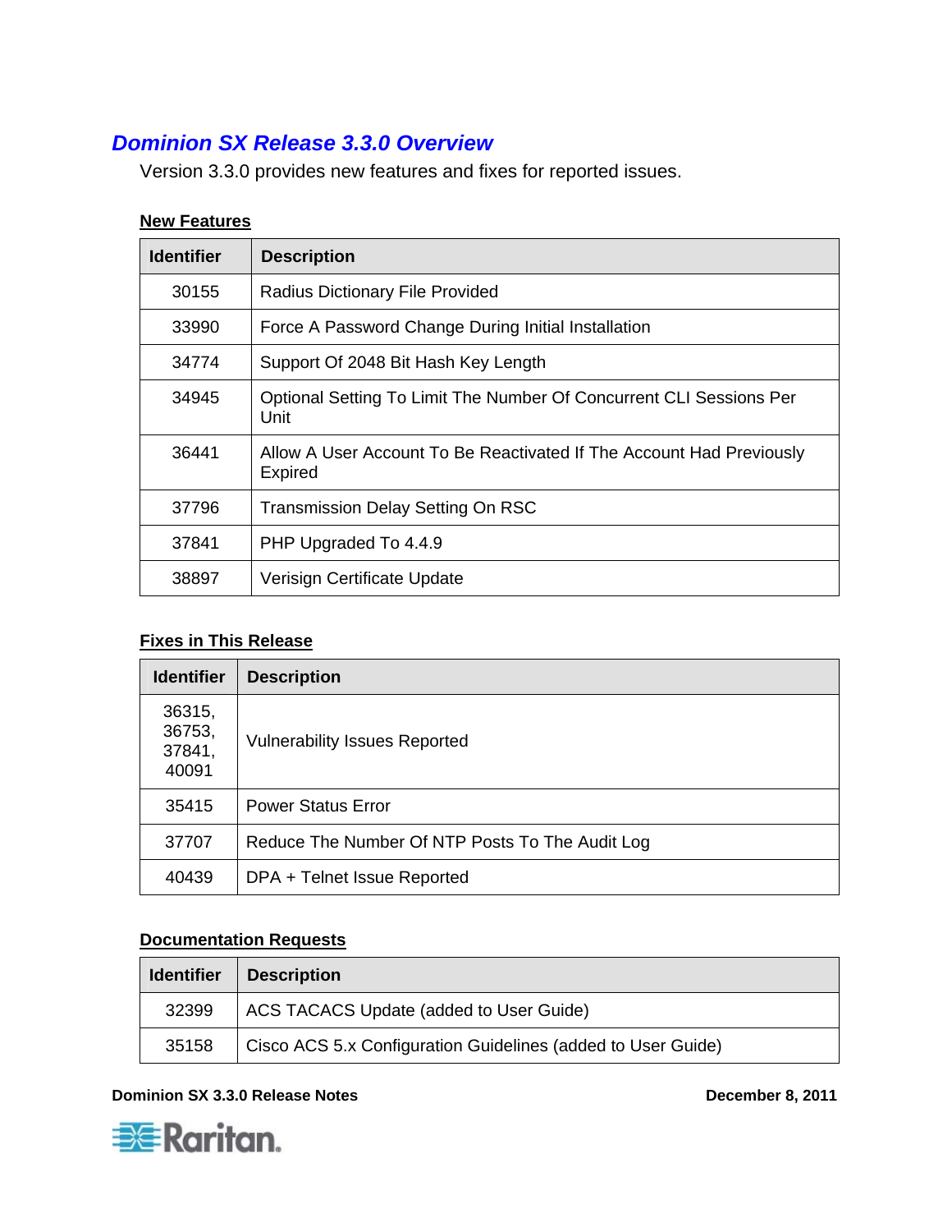## Dominion SX Release 3.3.0 Overview

Version 3.3.0 provides new features and fixes for reported issues.

### New Features

| Identifier | Description |
| --- | --- |
| 30155 | Radius Dictionary File Provided |
| 33990 | Force A Password Change During Initial Installation |
| 34774 | Support Of 2048 Bit Hash Key Length |
| 34945 | Optional Setting To Limit The Number Of Concurrent CLI Sessions Per Unit |
| 36441 | Allow A User Account To Be Reactivated If The Account Had Previously Expired |
| 37796 | Transmission Delay Setting On RSC |
| 37841 | PHP Upgraded To 4.4.9 |
| 38897 | Verisign Certificate Update |

### Fixes in This Release

| Identifier | Description |
| --- | --- |
| 36315, 36753, 37841, 40091 | Vulnerability Issues Reported |
| 35415 | Power Status Error |
| 37707 | Reduce The Number Of NTP Posts To The Audit Log |
| 40439 | DPA + Telnet Issue Reported |

### Documentation Requests

| Identifier | Description |
| --- | --- |
| 32399 | ACS TACACS Update (added to User Guide) |
| 35158 | Cisco ACS 5.x Configuration Guidelines (added to User Guide) |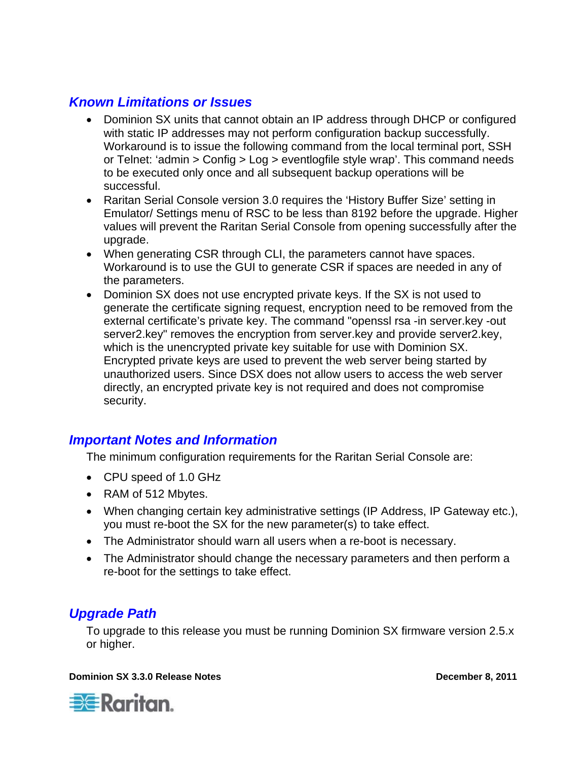## Known Limitations or Issues

- Dominion SX units that cannot obtain an IP address through DHCP or configured with static IP addresses may not perform configuration backup successfully. Workaround is to issue the following command from the local terminal port, SSH or Telnet: 'admin > Config > Log > eventlogfile style wrap'. This command needs to be executed only once and all subsequent backup operations will be successful.
- Raritan Serial Console version 3.0 requires the 'History Buffer Size' setting in Emulator/ Settings menu of RSC to be less than 8192 before the upgrade. Higher values will prevent the Raritan Serial Console from opening successfully after the upgrade.
- When generating CSR through CLI, the parameters cannot have spaces. Workaround is to use the GUI to generate CSR if spaces are needed in any of the parameters.
- Dominion SX does not use encrypted private keys. If the SX is not used to generate the certificate signing request, encryption need to be removed from the external certificate's private key. The command "openssl rsa -in server.key -out server2.key" removes the encryption from server.key and provide server2.key, which is the unencrypted private key suitable for use with Dominion SX. Encrypted private keys are used to prevent the web server being started by unauthorized users. Since DSX does not allow users to access the web server directly, an encrypted private key is not required and does not compromise security.

## Important Notes and Information

The minimum configuration requirements for the Raritan Serial Console are:

- CPU speed of 1.0 GHz
- RAM of 512 Mbytes.
- When changing certain key administrative settings (IP Address, IP Gateway etc.), you must re-boot the SX for the new parameter(s) to take effect.
- The Administrator should warn all users when a re-boot is necessary.
- The Administrator should change the necessary parameters and then perform a re-boot for the settings to take effect.

## Upgrade Path

To upgrade to this release you must be running Dominion SX firmware version 2.5.x or higher.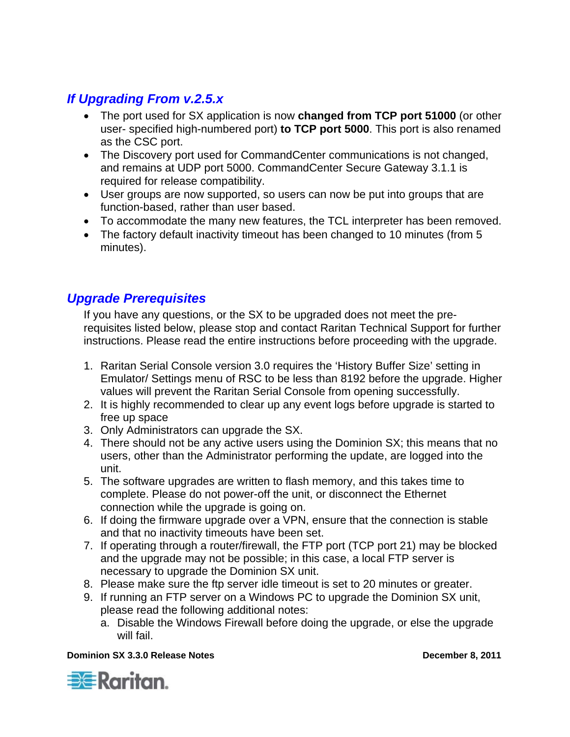## *If Upgrading From v.2.5.x*

- The port used for SX application is now **changed from TCP port 51000** (or other user- specified high-numbered port) **to TCP port 5000**. This port is also renamed as the CSC port.
- The Discovery port used for CommandCenter communications is not changed, and remains at UDP port 5000. CommandCenter Secure Gateway 3.1.1 is required for release compatibility.
- User groups are now supported, so users can now be put into groups that are function-based, rather than user based.
- To accommodate the many new features, the TCL interpreter has been removed.
- The factory default inactivity timeout has been changed to 10 minutes (from 5 minutes).

## *Upgrade Prerequisites*

If you have any questions, or the SX to be upgraded does not meet the pre-requisites listed below, please stop and contact Raritan Technical Support for further instructions. Please read the entire instructions before proceeding with the upgrade.

1. Raritan Serial Console version 3.0 requires the 'History Buffer Size' setting in Emulator/ Settings menu of RSC to be less than 8192 before the upgrade. Higher values will prevent the Raritan Serial Console from opening successfully.
2. It is highly recommended to clear up any event logs before upgrade is started to free up space
3. Only Administrators can upgrade the SX.
4. There should not be any active users using the Dominion SX; this means that no users, other than the Administrator performing the update, are logged into the unit.
5. The software upgrades are written to flash memory, and this takes time to complete. Please do not power-off the unit, or disconnect the Ethernet connection while the upgrade is going on.
6. If doing the firmware upgrade over a VPN, ensure that the connection is stable and that no inactivity timeouts have been set.
7. If operating through a router/firewall, the FTP port (TCP port 21) may be blocked and the upgrade may not be possible; in this case, a local FTP server is necessary to upgrade the Dominion SX unit.
8. Please make sure the ftp server idle timeout is set to 20 minutes or greater.
9. If running an FTP server on a Windows PC to upgrade the Dominion SX unit, please read the following additional notes:
   a. Disable the Windows Firewall before doing the upgrade, or else the upgrade will fail.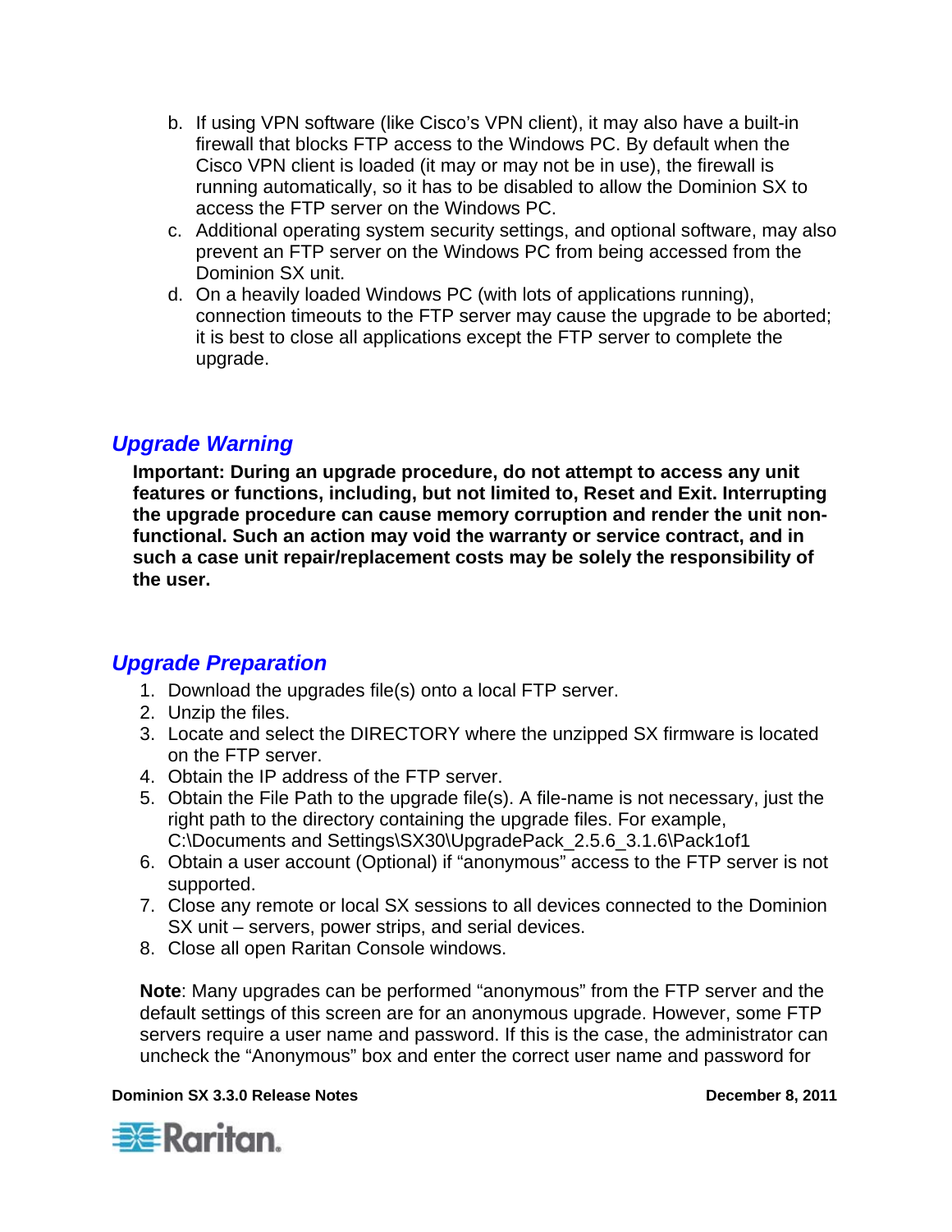b. If using VPN software (like Cisco's VPN client), it may also have a built-in firewall that blocks FTP access to the Windows PC. By default when the Cisco VPN client is loaded (it may or may not be in use), the firewall is running automatically, so it has to be disabled to allow the Dominion SX to access the FTP server on the Windows PC.
c. Additional operating system security settings, and optional software, may also prevent an FTP server on the Windows PC from being accessed from the Dominion SX unit.
d. On a heavily loaded Windows PC (with lots of applications running), connection timeouts to the FTP server may cause the upgrade to be aborted; it is best to close all applications except the FTP server to complete the upgrade.

## *Upgrade Warning*

**Important: During an upgrade procedure, do not attempt to access any unit features or functions, including, but not limited to, Reset and Exit. Interrupting the upgrade procedure can cause memory corruption and render the unit non-functional. Such an action may void the warranty or service contract, and in such a case unit repair/replacement costs may be solely the responsibility of the user.**

## *Upgrade Preparation*

1. Download the upgrades file(s) onto a local FTP server.
2. Unzip the files.
3. Locate and select the DIRECTORY where the unzipped SX firmware is located on the FTP server.
4. Obtain the IP address of the FTP server.
5. Obtain the File Path to the upgrade file(s). A file-name is not necessary, just the right path to the directory containing the upgrade files. For example, C:\Documents and Settings\SX30\UpgradePack_2.5.6_3.1.6\Pack1of1
6. Obtain a user account (Optional) if "anonymous" access to the FTP server is not supported.
7. Close any remote or local SX sessions to all devices connected to the Dominion SX unit – servers, power strips, and serial devices.
8. Close all open Raritan Console windows.

**Note**: Many upgrades can be performed "anonymous" from the FTP server and the default settings of this screen are for an anonymous upgrade. However, some FTP servers require a user name and password. If this is the case, the administrator can uncheck the "Anonymous" box and enter the correct user name and password for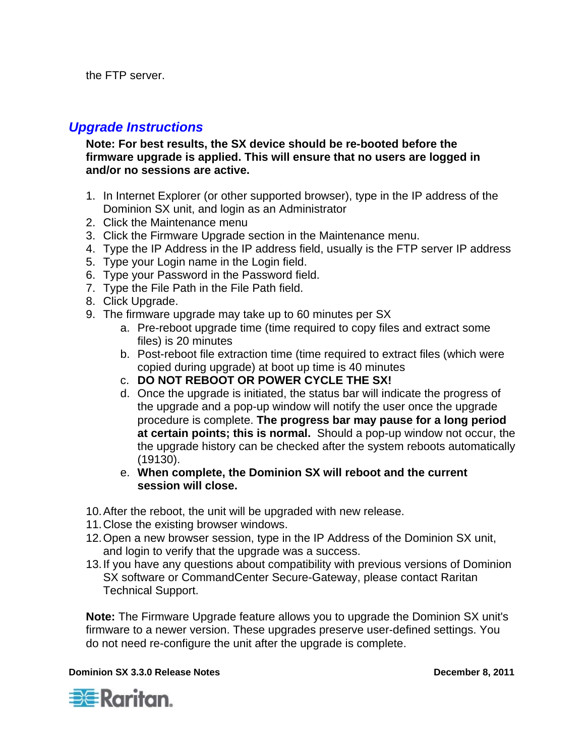the FTP server.

## *Upgrade Instructions*

**Note: For best results, the SX device should be re-booted before the firmware upgrade is applied. This will ensure that no users are logged in and/or no sessions are active.**

1. In Internet Explorer (or other supported browser), type in the IP address of the Dominion SX unit, and login as an Administrator
2. Click the Maintenance menu
3. Click the Firmware Upgrade section in the Maintenance menu.
4. Type the IP Address in the IP address field, usually is the FTP server IP address
5. Type your Login name in the Login field.
6. Type your Password in the Password field.
7. Type the File Path in the File Path field.
8. Click Upgrade.
9. The firmware upgrade may take up to 60 minutes per SX
    a. Pre-reboot upgrade time (time required to copy files and extract some files) is 20 minutes
    b. Post-reboot file extraction time (time required to extract files (which were copied during upgrade) at boot up time is 40 minutes
    c. **DO NOT REBOOT OR POWER CYCLE THE SX!**
    d. Once the upgrade is initiated, the status bar will indicate the progress of the upgrade and a pop-up window will notify the user once the upgrade procedure is complete. **The progress bar may pause for a long period at certain points; this is normal.** Should a pop-up window not occur, the the upgrade history can be checked after the system reboots automatically (19130).
    e. **When complete, the Dominion SX will reboot and the current session will close.**
10. After the reboot, the unit will be upgraded with new release.
11. Close the existing browser windows.
12. Open a new browser session, type in the IP Address of the Dominion SX unit, and login to verify that the upgrade was a success.
13. If you have any questions about compatibility with previous versions of Dominion SX software or CommandCenter Secure-Gateway, please contact Raritan Technical Support.

**Note:** The Firmware Upgrade feature allows you to upgrade the Dominion SX unit's firmware to a newer version. These upgrades preserve user-defined settings. You do not need re-configure the unit after the upgrade is complete.